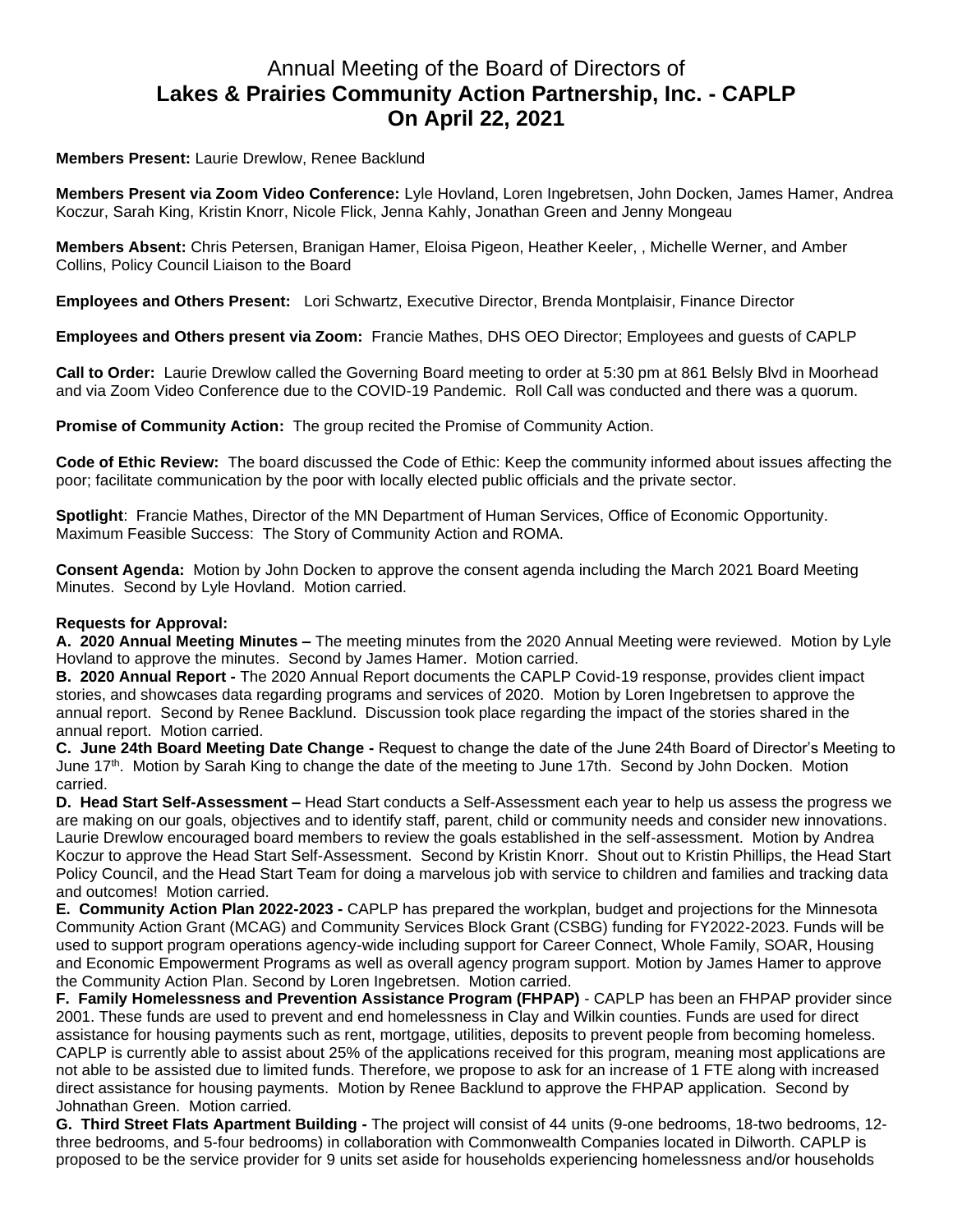# Annual Meeting of the Board of Directors of
# **Lakes & Prairies Community Action Partnership, Inc. - CAPLP**
# **On April 22, 2021**

**Members Present:** Laurie Drewlow, Renee Backlund

**Members Present via Zoom Video Conference:** Lyle Hovland, Loren Ingebretsen, John Docken, James Hamer, Andrea Koczur, Sarah King, Kristin Knorr, Nicole Flick, Jenna Kahly, Jonathan Green and Jenny Mongeau

**Members Absent:** Chris Petersen, Branigan Hamer, Eloisa Pigeon, Heather Keeler, , Michelle Werner, and Amber Collins, Policy Council Liaison to the Board

**Employees and Others Present:** Lori Schwartz, Executive Director, Brenda Montplaisir, Finance Director

**Employees and Others present via Zoom:** Francie Mathes, DHS OEO Director; Employees and guests of CAPLP

**Call to Order:** Laurie Drewlow called the Governing Board meeting to order at 5:30 pm at 861 Belsly Blvd in Moorhead and via Zoom Video Conference due to the COVID-19 Pandemic. Roll Call was conducted and there was a quorum.

**Promise of Community Action:** The group recited the Promise of Community Action.

**Code of Ethic Review:** The board discussed the Code of Ethic: Keep the community informed about issues affecting the poor; facilitate communication by the poor with locally elected public officials and the private sector.

**Spotlight**: Francie Mathes, Director of the MN Department of Human Services, Office of Economic Opportunity. Maximum Feasible Success: The Story of Community Action and ROMA.

**Consent Agenda:** Motion by John Docken to approve the consent agenda including the March 2021 Board Meeting Minutes. Second by Lyle Hovland. Motion carried.

**Requests for Approval:**

**A. 2020 Annual Meeting Minutes –** The meeting minutes from the 2020 Annual Meeting were reviewed. Motion by Lyle Hovland to approve the minutes. Second by James Hamer. Motion carried.

**B. 2020 Annual Report -** The 2020 Annual Report documents the CAPLP Covid-19 response, provides client impact stories, and showcases data regarding programs and services of 2020. Motion by Loren Ingebretsen to approve the annual report. Second by Renee Backlund. Discussion took place regarding the impact of the stories shared in the annual report. Motion carried.

**C. June 24th Board Meeting Date Change -** Request to change the date of the June 24th Board of Director's Meeting to June 17th. Motion by Sarah King to change the date of the meeting to June 17th. Second by John Docken. Motion carried.

**D. Head Start Self-Assessment –** Head Start conducts a Self-Assessment each year to help us assess the progress we are making on our goals, objectives and to identify staff, parent, child or community needs and consider new innovations. Laurie Drewlow encouraged board members to review the goals established in the self-assessment. Motion by Andrea Koczur to approve the Head Start Self-Assessment. Second by Kristin Knorr. Shout out to Kristin Phillips, the Head Start Policy Council, and the Head Start Team for doing a marvelous job with service to children and families and tracking data and outcomes! Motion carried.

**E. Community Action Plan 2022-2023 -** CAPLP has prepared the workplan, budget and projections for the Minnesota Community Action Grant (MCAG) and Community Services Block Grant (CSBG) funding for FY2022-2023. Funds will be used to support program operations agency-wide including support for Career Connect, Whole Family, SOAR, Housing and Economic Empowerment Programs as well as overall agency program support. Motion by James Hamer to approve the Community Action Plan. Second by Loren Ingebretsen. Motion carried.

**F. Family Homelessness and Prevention Assistance Program (FHPAP)** - CAPLP has been an FHPAP provider since 2001. These funds are used to prevent and end homelessness in Clay and Wilkin counties. Funds are used for direct assistance for housing payments such as rent, mortgage, utilities, deposits to prevent people from becoming homeless. CAPLP is currently able to assist about 25% of the applications received for this program, meaning most applications are not able to be assisted due to limited funds. Therefore, we propose to ask for an increase of 1 FTE along with increased direct assistance for housing payments. Motion by Renee Backlund to approve the FHPAP application. Second by Johnathan Green. Motion carried.

**G. Third Street Flats Apartment Building -** The project will consist of 44 units (9-one bedrooms, 18-two bedrooms, 12-three bedrooms, and 5-four bedrooms) in collaboration with Commonwealth Companies located in Dilworth. CAPLP is proposed to be the service provider for 9 units set aside for households experiencing homelessness and/or households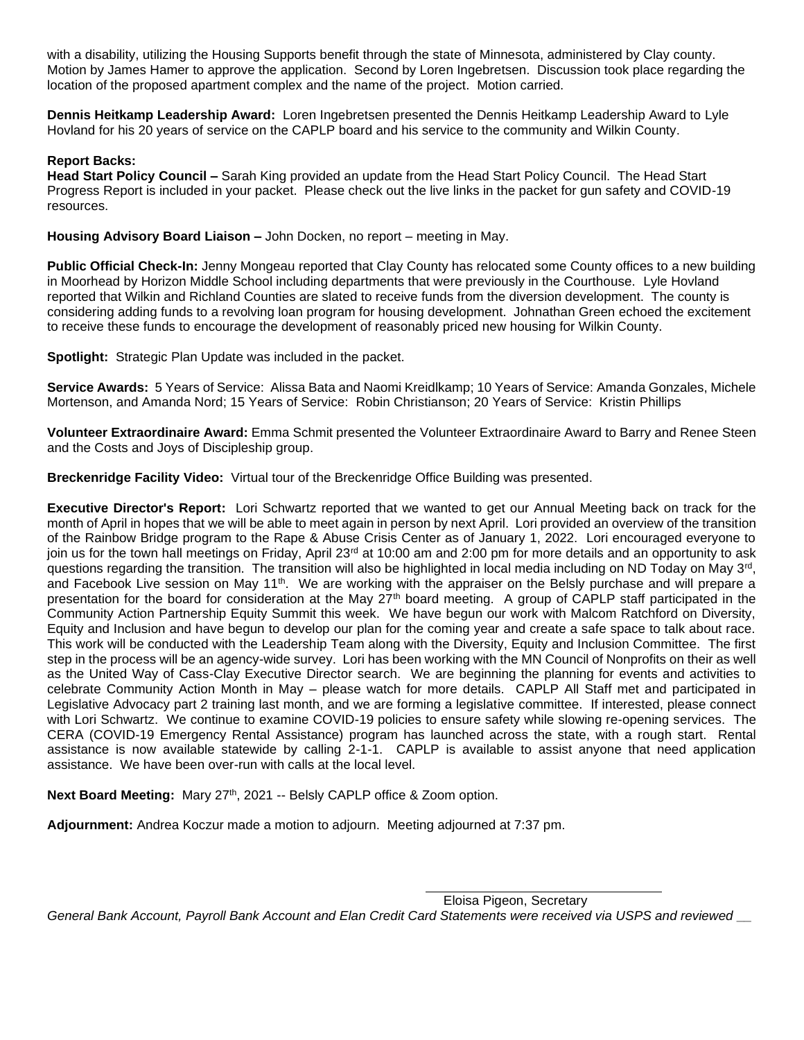with a disability, utilizing the Housing Supports benefit through the state of Minnesota, administered by Clay county. Motion by James Hamer to approve the application. Second by Loren Ingebretsen. Discussion took place regarding the location of the proposed apartment complex and the name of the project. Motion carried.

**Dennis Heitkamp Leadership Award:** Loren Ingebretsen presented the Dennis Heitkamp Leadership Award to Lyle Hovland for his 20 years of service on the CAPLP board and his service to the community and Wilkin County.

**Report Backs:**

**Head Start Policy Council –** Sarah King provided an update from the Head Start Policy Council. The Head Start Progress Report is included in your packet. Please check out the live links in the packet for gun safety and COVID-19 resources.

**Housing Advisory Board Liaison –** John Docken, no report – meeting in May.

**Public Official Check-In:** Jenny Mongeau reported that Clay County has relocated some County offices to a new building in Moorhead by Horizon Middle School including departments that were previously in the Courthouse. Lyle Hovland reported that Wilkin and Richland Counties are slated to receive funds from the diversion development. The county is considering adding funds to a revolving loan program for housing development. Johnathan Green echoed the excitement to receive these funds to encourage the development of reasonably priced new housing for Wilkin County.

**Spotlight:** Strategic Plan Update was included in the packet.

**Service Awards:** 5 Years of Service: Alissa Bata and Naomi Kreidlkamp; 10 Years of Service: Amanda Gonzales, Michele Mortenson, and Amanda Nord; 15 Years of Service: Robin Christianson; 20 Years of Service: Kristin Phillips

**Volunteer Extraordinaire Award:** Emma Schmit presented the Volunteer Extraordinaire Award to Barry and Renee Steen and the Costs and Joys of Discipleship group.

**Breckenridge Facility Video:** Virtual tour of the Breckenridge Office Building was presented.

**Executive Director's Report:** Lori Schwartz reported that we wanted to get our Annual Meeting back on track for the month of April in hopes that we will be able to meet again in person by next April. Lori provided an overview of the transition of the Rainbow Bridge program to the Rape & Abuse Crisis Center as of January 1, 2022. Lori encouraged everyone to join us for the town hall meetings on Friday, April 23rd at 10:00 am and 2:00 pm for more details and an opportunity to ask questions regarding the transition. The transition will also be highlighted in local media including on ND Today on May 3rd, and Facebook Live session on May 11th. We are working with the appraiser on the Belsly purchase and will prepare a presentation for the board for consideration at the May 27th board meeting. A group of CAPLP staff participated in the Community Action Partnership Equity Summit this week. We have begun our work with Malcom Ratchford on Diversity, Equity and Inclusion and have begun to develop our plan for the coming year and create a safe space to talk about race. This work will be conducted with the Leadership Team along with the Diversity, Equity and Inclusion Committee. The first step in the process will be an agency-wide survey. Lori has been working with the MN Council of Nonprofits on their as well as the United Way of Cass-Clay Executive Director search. We are beginning the planning for events and activities to celebrate Community Action Month in May – please watch for more details. CAPLP All Staff met and participated in Legislative Advocacy part 2 training last month, and we are forming a legislative committee. If interested, please connect with Lori Schwartz. We continue to examine COVID-19 policies to ensure safety while slowing re-opening services. The CERA (COVID-19 Emergency Rental Assistance) program has launched across the state, with a rough start. Rental assistance is now available statewide by calling 2-1-1. CAPLP is available to assist anyone that need application assistance. We have been over-run with calls at the local level.

**Next Board Meeting:** Mary 27th, 2021 -- Belsly CAPLP office & Zoom option.

**Adjournment:** Andrea Koczur made a motion to adjourn. Meeting adjourned at 7:37 pm.

\_\_\_\_\_\_\_\_\_\_\_\_\_\_\_\_\_\_\_\_\_\_\_\_\_\_\_\_\_\_

Eloisa Pigeon, Secretary

*General Bank Account, Payroll Bank Account and Elan Credit Card Statements were received via USPS and reviewed \_\_*